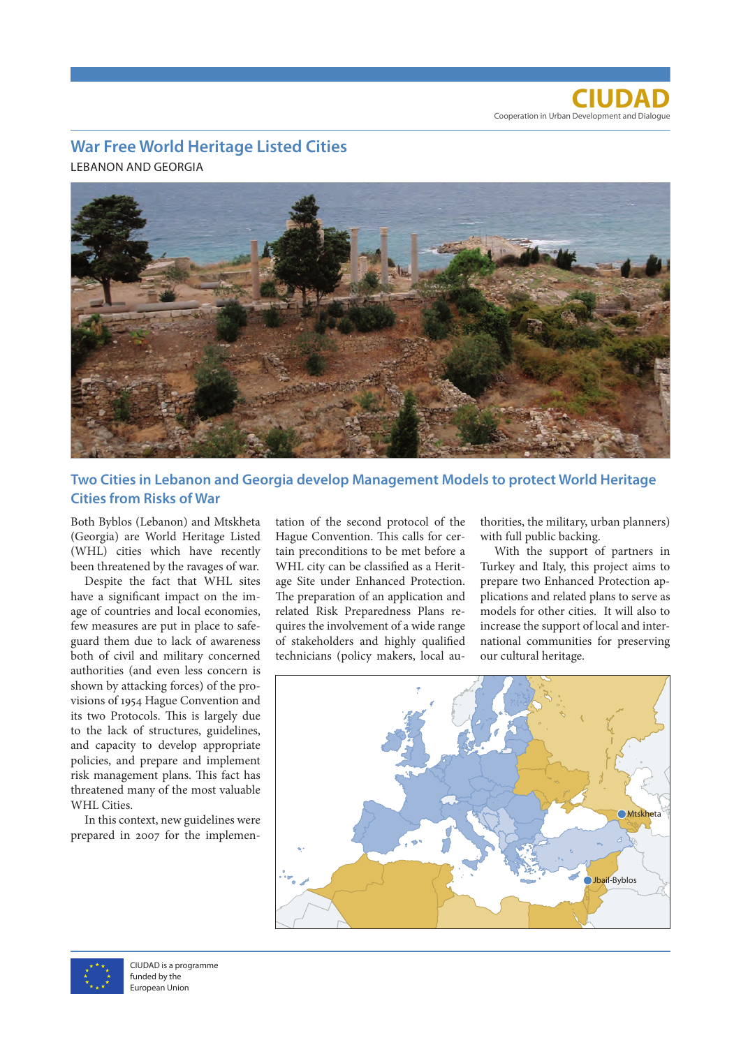**CIUDAD**
Cooperation in Urban Development and Dialogue

# War Free World Heritage Listed Cities

LEBANON AND GEORGIA

## Two Cities in Lebanon and Georgia develop Management Models to protect World Heritage Cities from Risks of War

Both Byblos (Lebanon) and Mtskheta (Georgia) are World Heritage Listed (WHL) cities which have recently been threatened by the ravages of war.

Despite the fact that WHL sites have a significant impact on the image of countries and local economies, few measures are put in place to safeguard them due to lack of awareness both of civil and military concerned authorities (and even less concern is shown by attacking forces) of the provisions of 1954 Hague Convention and its two Protocols. This is largely due to the lack of structures, guidelines, and capacity to develop appropriate policies, and prepare and implement risk management plans. This fact has threatened many of the most valuable WHL Cities.

In this context, new guidelines were prepared in 2007 for the implementation of the second protocol of the Hague Convention. This calls for certain preconditions to be met before a WHL city can be classified as a Heritage Site under Enhanced Protection. The preparation of an application and related Risk Preparedness Plans requires the involvement of a wide range of stakeholders and highly qualified technicians (policy makers, local authorities, the military, urban planners) with full public backing.

With the support of partners in Turkey and Italy, this project aims to prepare two Enhanced Protection applications and related plans to serve as models for other cities. It will also to increase the support of local and international communities for preserving our cultural heritage.

Mtskheta

Jbail-Byblos

CIUDAD is a programme funded by the European Union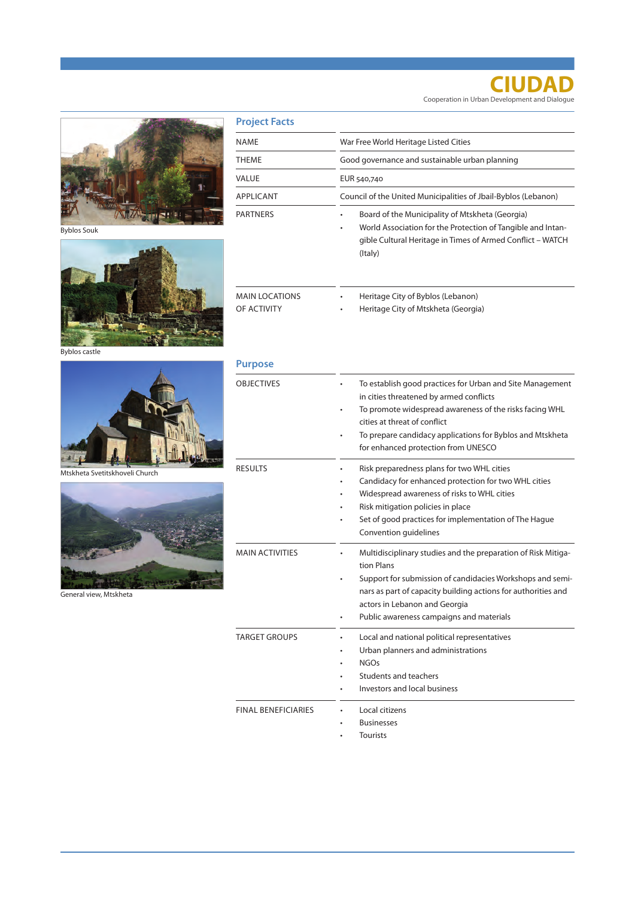# CIUDAD

Cooperation in Urban Development and Dialogue

Byblos Souk

Byblos castle

Mtskheta Svetitskhoveli Church

General view, Mtskheta

## Project Facts

| | |
|---|---|
| NAME | War Free World Heritage Listed Cities |
| THEME | Good governance and sustainable urban planning |
| VALUE | EUR 540,740 |
| APPLICANT | Council of the United Municipalities of Jbail-Byblos (Lebanon) |
| PARTNERS | • Board of the Municipality of Mtskheta (Georgia)<br>• World Association for the Protection of Tangible and Intangible Cultural Heritage in Times of Armed Conflict – WATCH (Italy) |
| MAIN LOCATIONS OF ACTIVITY | • Heritage City of Byblos (Lebanon)<br>• Heritage City of Mtskheta (Georgia) |

## Purpose

| | |
|---|---|
| OBJECTIVES | • To establish good practices for Urban and Site Management in cities threatened by armed conflicts<br>• To promote widespread awareness of the risks facing WHL cities at threat of conflict<br>• To prepare candidacy applications for Byblos and Mtskheta for enhanced protection from UNESCO |
| RESULTS | • Risk preparedness plans for two WHL cities<br>• Candidacy for enhanced protection for two WHL cities<br>• Widespread awareness of risks to WHL cities<br>• Risk mitigation policies in place<br>• Set of good practices for implementation of The Hague Convention guidelines |
| MAIN ACTIVITIES | • Multidisciplinary studies and the preparation of Risk Mitigation Plans<br>• Support for submission of candidacies Workshops and seminars as part of capacity building actions for authorities and actors in Lebanon and Georgia<br>• Public awareness campaigns and materials |
| TARGET GROUPS | • Local and national political representatives<br>• Urban planners and administrations<br>• NGOs<br>• Students and teachers<br>• Investors and local business |
| FINAL BENEFICIARIES | • Local citizens<br>• Businesses<br>• Tourists |